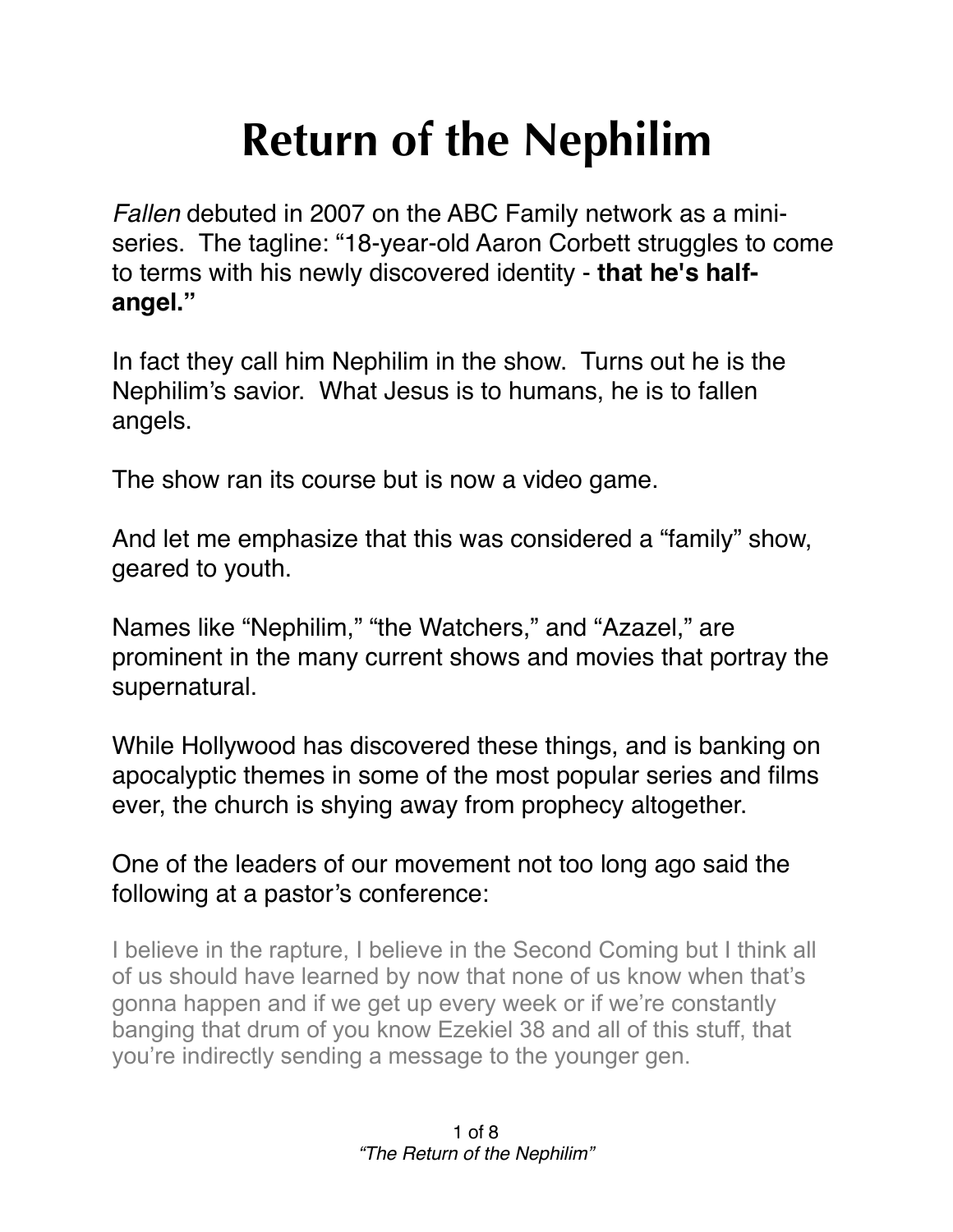# Return of the Nephilim

*Fallen* debuted in 2007 on the ABC Family network as a mini-series. The tagline: "18-year-old Aaron Corbett struggles to come to terms with his newly discovered identity - **that he's half-angel."**

In fact they call him Nephilim in the show. Turns out he is the Nephilim's savior. What Jesus is to humans, he is to fallen angels.

The show ran its course but is now a video game.

And let me emphasize that this was considered a "family" show, geared to youth.

Names like "Nephilim," "the Watchers," and "Azazel," are prominent in the many current shows and movies that portray the supernatural.

While Hollywood has discovered these things, and is banking on apocalyptic themes in some of the most popular series and films ever, the church is shying away from prophecy altogether.

One of the leaders of our movement not too long ago said the following at a pastor's conference:

> I believe in the rapture, I believe in the Second Coming but I think all of us should have learned by now that none of us know when that's gonna happen and if we get up every week or if we're constantly banging that drum of you know Ezekiel 38 and all of this stuff, that you're indirectly sending a message to the younger gen.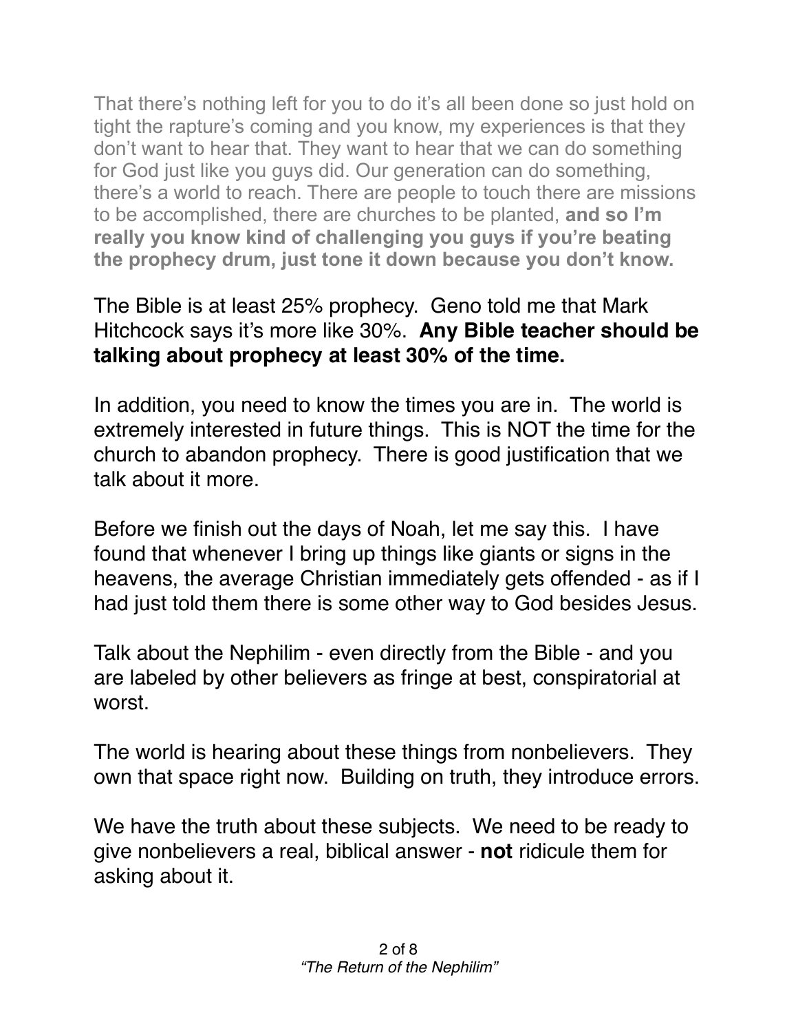That there's nothing left for you to do it's all been done so just hold on tight the rapture's coming and you know, my experiences is that they don't want to hear that. They want to hear that we can do something for God just like you guys did. Our generation can do something, there's a world to reach. There are people to touch there are missions to be accomplished, there are churches to be planted, **and so I'm really you know kind of challenging you guys if you're beating the prophecy drum, just tone it down because you don't know.**

The Bible is at least 25% prophecy. Geno told me that Mark Hitchcock says it's more like 30%. **Any Bible teacher should be talking about prophecy at least 30% of the time.**

In addition, you need to know the times you are in. The world is extremely interested in future things. This is NOT the time for the church to abandon prophecy. There is good justification that we talk about it more.

Before we finish out the days of Noah, let me say this. I have found that whenever I bring up things like giants or signs in the heavens, the average Christian immediately gets offended - as if I had just told them there is some other way to God besides Jesus.

Talk about the Nephilim - even directly from the Bible - and you are labeled by other believers as fringe at best, conspiratorial at worst.

The world is hearing about these things from nonbelievers. They own that space right now. Building on truth, they introduce errors.

We have the truth about these subjects. We need to be ready to give nonbelievers a real, biblical answer - **not** ridicule them for asking about it.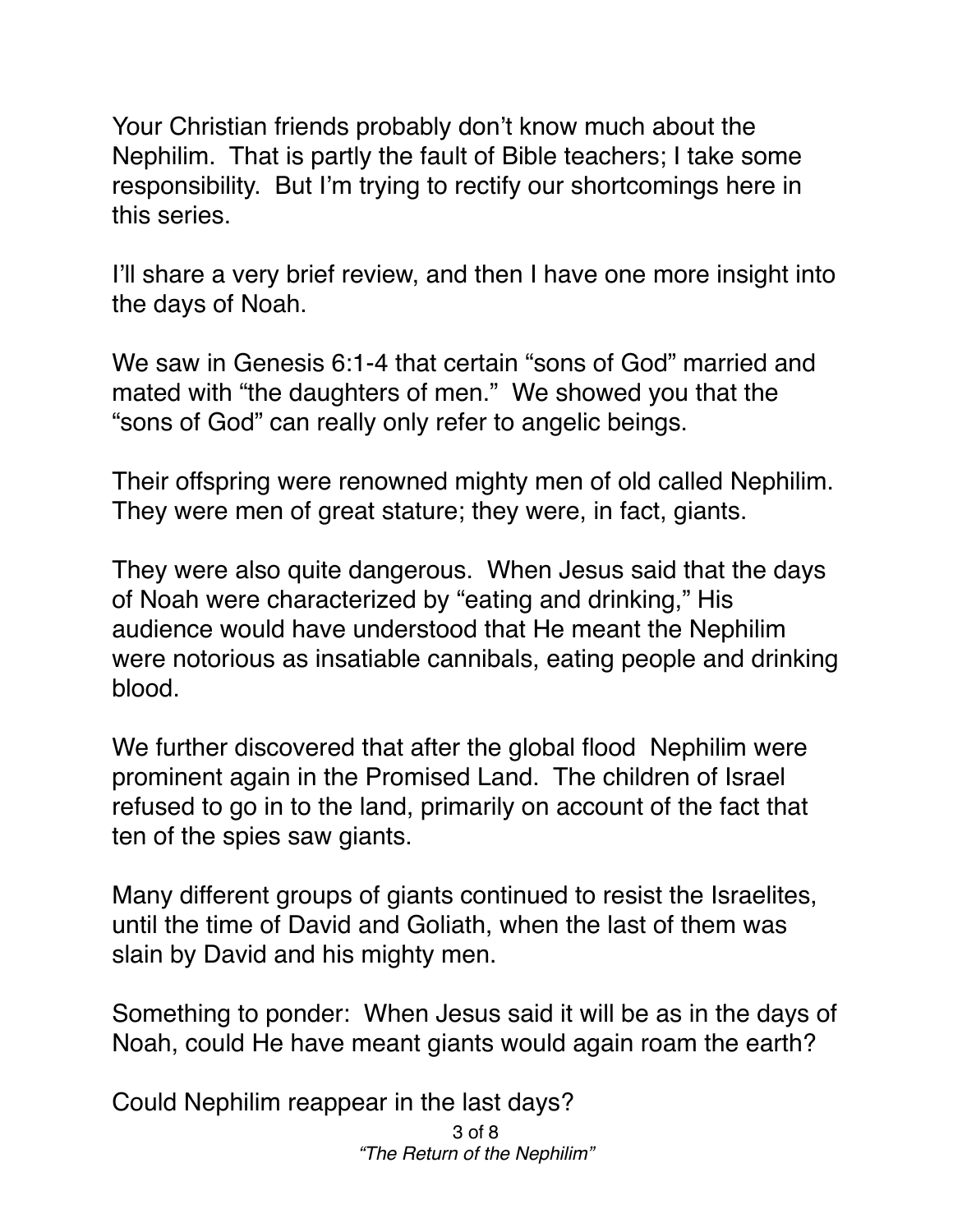Your Christian friends probably don't know much about the Nephilim. That is partly the fault of Bible teachers; I take some responsibility. But I'm trying to rectify our shortcomings here in this series.

I'll share a very brief review, and then I have one more insight into the days of Noah.

We saw in Genesis 6:1-4 that certain "sons of God" married and mated with "the daughters of men." We showed you that the "sons of God" can really only refer to angelic beings.

Their offspring were renowned mighty men of old called Nephilim. They were men of great stature; they were, in fact, giants.

They were also quite dangerous. When Jesus said that the days of Noah were characterized by "eating and drinking," His audience would have understood that He meant the Nephilim were notorious as insatiable cannibals, eating people and drinking blood.

We further discovered that after the global flood Nephilim were prominent again in the Promised Land. The children of Israel refused to go in to the land, primarily on account of the fact that ten of the spies saw giants.

Many different groups of giants continued to resist the Israelites, until the time of David and Goliath, when the last of them was slain by David and his mighty men.

Something to ponder: When Jesus said it will be as in the days of Noah, could He have meant giants would again roam the earth?

Could Nephilim reappear in the last days?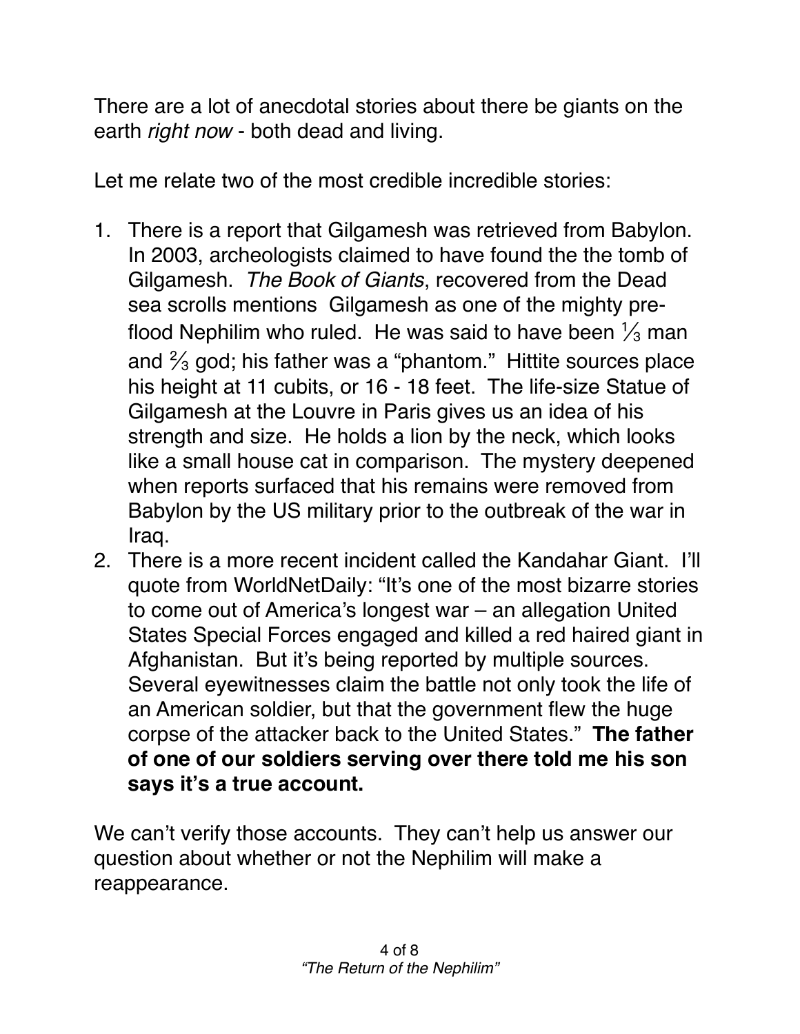There are a lot of anecdotal stories about there be giants on the earth *right now* - both dead and living.

Let me relate two of the most credible incredible stories:

1. There is a report that Gilgamesh was retrieved from Babylon. In 2003, archeologists claimed to have found the the tomb of Gilgamesh. *The Book of Giants*, recovered from the Dead sea scrolls mentions Gilgamesh as one of the mighty pre-flood Nephilim who ruled. He was said to have been ⅓ man and ⅔ god; his father was a "phantom." Hittite sources place his height at 11 cubits, or 16 - 18 feet. The life-size Statue of Gilgamesh at the Louvre in Paris gives us an idea of his strength and size. He holds a lion by the neck, which looks like a small house cat in comparison. The mystery deepened when reports surfaced that his remains were removed from Babylon by the US military prior to the outbreak of the war in Iraq.
2. There is a more recent incident called the Kandahar Giant. I'll quote from WorldNetDaily: "It's one of the most bizarre stories to come out of America's longest war – an allegation United States Special Forces engaged and killed a red haired giant in Afghanistan. But it's being reported by multiple sources. Several eyewitnesses claim the battle not only took the life of an American soldier, but that the government flew the huge corpse of the attacker back to the United States." **The father of one of our soldiers serving over there told me his son says it's a true account.**

We can't verify those accounts. They can't help us answer our question about whether or not the Nephilim will make a reappearance.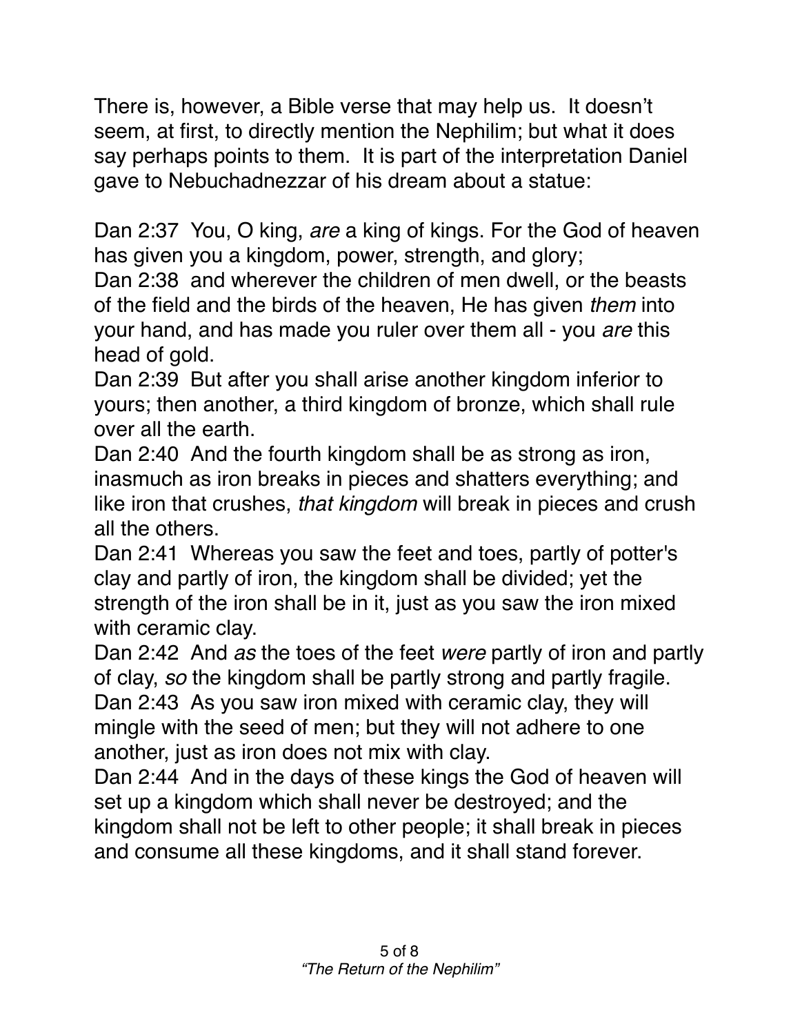There is, however, a Bible verse that may help us. It doesn't seem, at first, to directly mention the Nephilim; but what it does say perhaps points to them. It is part of the interpretation Daniel gave to Nebuchadnezzar of his dream about a statue:

Dan 2:37 You, O king, *are* a king of kings. For the God of heaven has given you a kingdom, power, strength, and glory;
Dan 2:38 and wherever the children of men dwell, or the beasts of the field and the birds of the heaven, He has given *them* into your hand, and has made you ruler over them all - you *are* this head of gold.
Dan 2:39 But after you shall arise another kingdom inferior to yours; then another, a third kingdom of bronze, which shall rule over all the earth.
Dan 2:40 And the fourth kingdom shall be as strong as iron, inasmuch as iron breaks in pieces and shatters everything; and like iron that crushes, *that kingdom* will break in pieces and crush all the others.
Dan 2:41 Whereas you saw the feet and toes, partly of potter's clay and partly of iron, the kingdom shall be divided; yet the strength of the iron shall be in it, just as you saw the iron mixed with ceramic clay.
Dan 2:42 And *as* the toes of the feet *were* partly of iron and partly of clay, *so* the kingdom shall be partly strong and partly fragile.
Dan 2:43 As you saw iron mixed with ceramic clay, they will mingle with the seed of men; but they will not adhere to one another, just as iron does not mix with clay.
Dan 2:44 And in the days of these kings the God of heaven will set up a kingdom which shall never be destroyed; and the kingdom shall not be left to other people; it shall break in pieces and consume all these kingdoms, and it shall stand forever.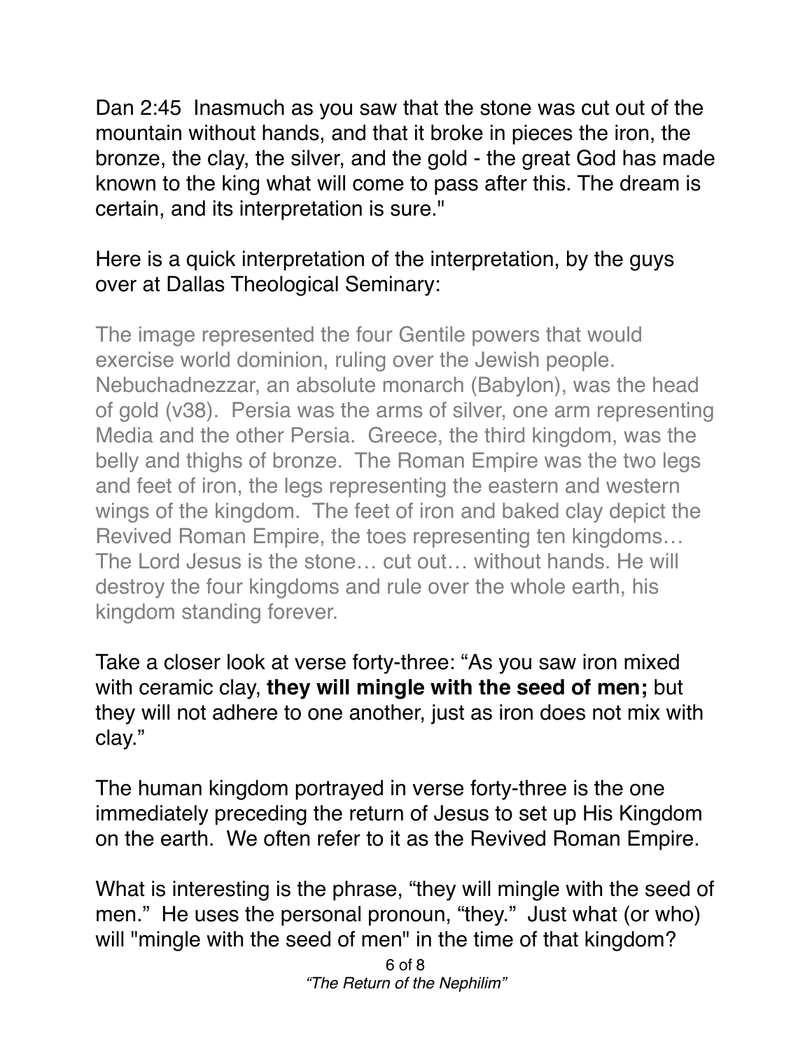Dan 2:45 Inasmuch as you saw that the stone was cut out of the mountain without hands, and that it broke in pieces the iron, the bronze, the clay, the silver, and the gold - the great God has made known to the king what will come to pass after this. The dream is certain, and its interpretation is sure."

Here is a quick interpretation of the interpretation, by the guys over at Dallas Theological Seminary:

> The image represented the four Gentile powers that would exercise world dominion, ruling over the Jewish people. Nebuchadnezzar, an absolute monarch (Babylon), was the head of gold (v38). Persia was the arms of silver, one arm representing Media and the other Persia. Greece, the third kingdom, was the belly and thighs of bronze. The Roman Empire was the two legs and feet of iron, the legs representing the eastern and western wings of the kingdom. The feet of iron and baked clay depict the Revived Roman Empire, the toes representing ten kingdoms… The Lord Jesus is the stone… cut out… without hands. He will destroy the four kingdoms and rule over the whole earth, his kingdom standing forever.

Take a closer look at verse forty-three: "As you saw iron mixed with ceramic clay, **they will mingle with the seed of men;** but they will not adhere to one another, just as iron does not mix with clay."

The human kingdom portrayed in verse forty-three is the one immediately preceding the return of Jesus to set up His Kingdom on the earth. We often refer to it as the Revived Roman Empire.

What is interesting is the phrase, "they will mingle with the seed of men." He uses the personal pronoun, "they." Just what (or who) will "mingle with the seed of men" in the time of that kingdom?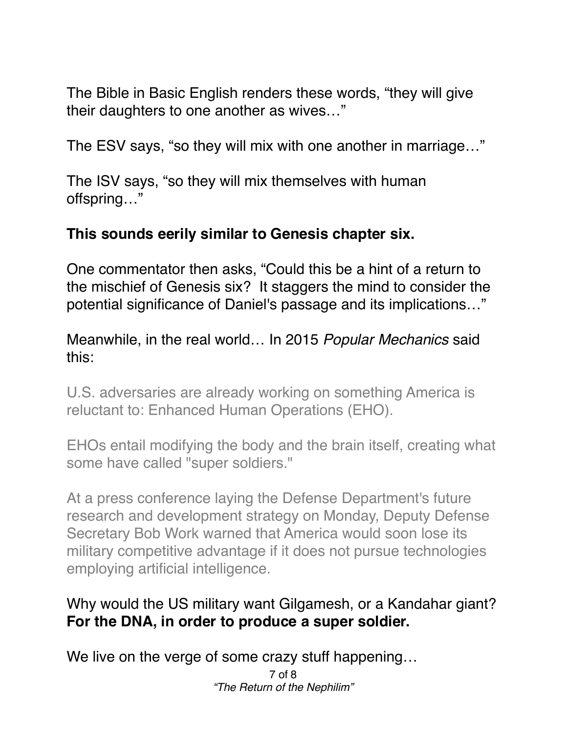The Bible in Basic English renders these words, "they will give their daughters to one another as wives…"

The ESV says, "so they will mix with one another in marriage…"

The ISV says, "so they will mix themselves with human offspring…"

**This sounds eerily similar to Genesis chapter six.**

One commentator then asks, "Could this be a hint of a return to the mischief of Genesis six? It staggers the mind to consider the potential significance of Daniel's passage and its implications…"

Meanwhile, in the real world… In 2015 *Popular Mechanics* said this:

> U.S. adversaries are already working on something America is reluctant to: Enhanced Human Operations (EHO).
>
> EHOs entail modifying the body and the brain itself, creating what some have called "super soldiers."
>
> At a press conference laying the Defense Department's future research and development strategy on Monday, Deputy Defense Secretary Bob Work warned that America would soon lose its military competitive advantage if it does not pursue technologies employing artificial intelligence.

Why would the US military want Gilgamesh, or a Kandahar giant? **For the DNA, in order to produce a super soldier.**

We live on the verge of some crazy stuff happening…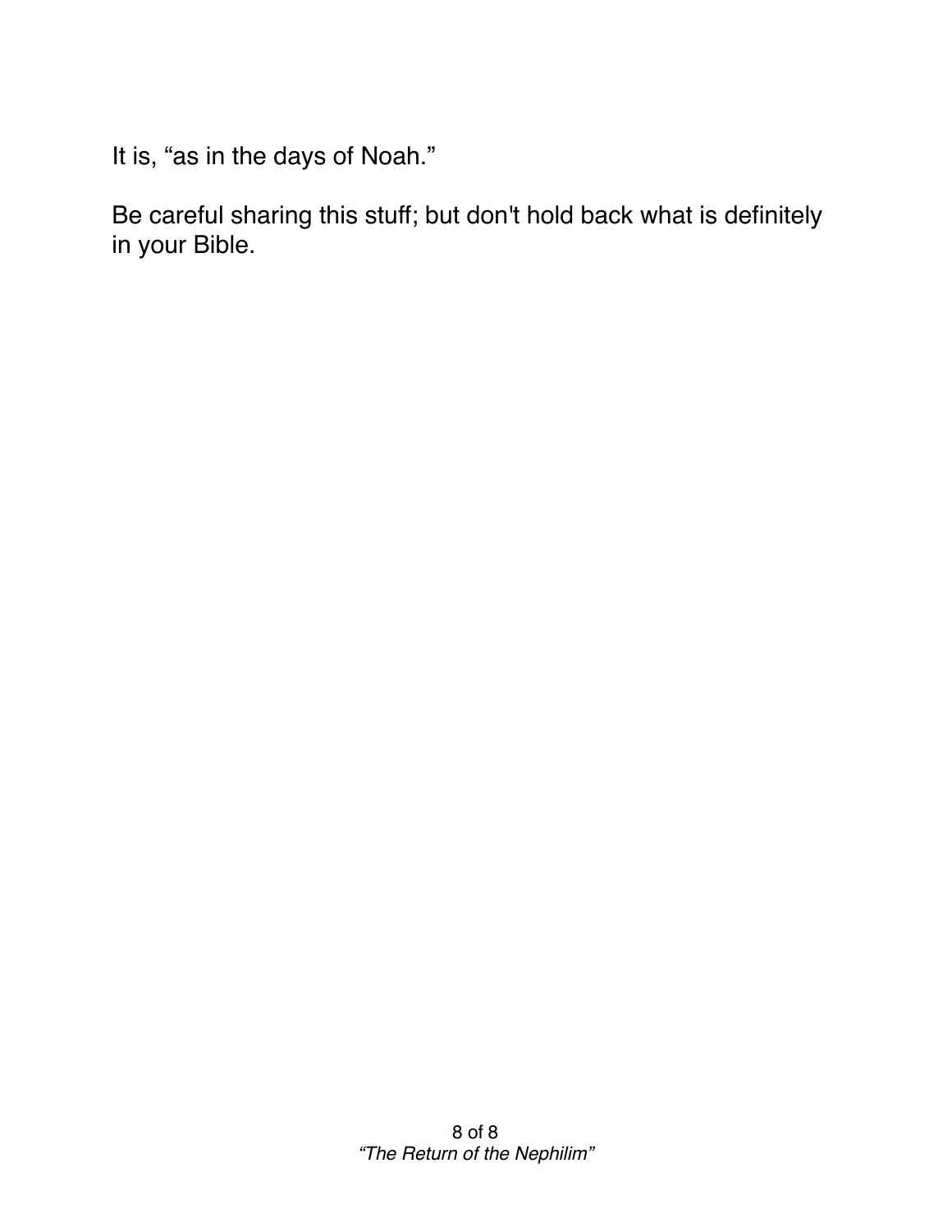It is, “as in the days of Noah.”

Be careful sharing this stuff; but don't hold back what is definitely in your Bible.